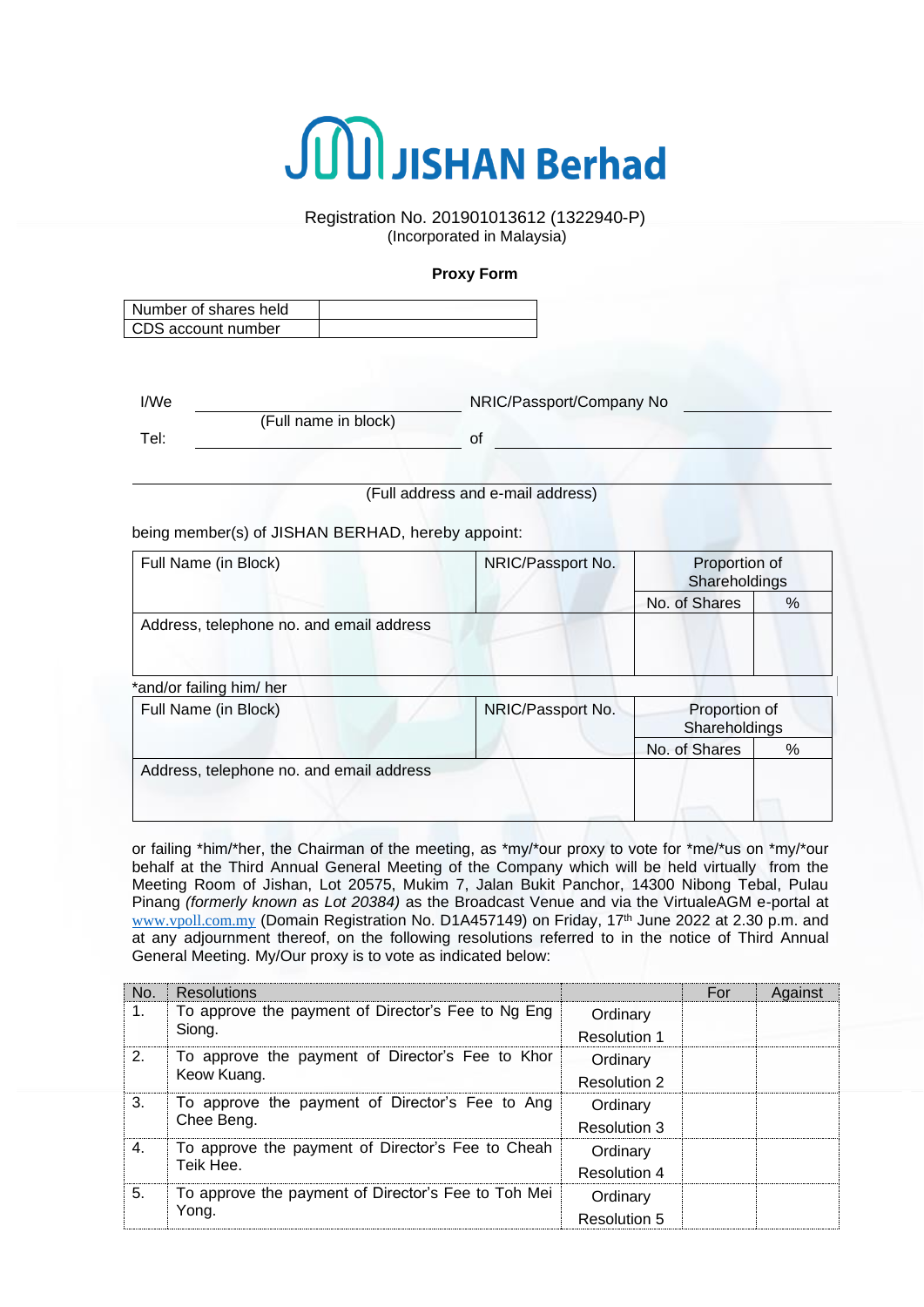# JISHAN Berhad

Registration No. 201901013612 (1322940-P)
(Incorporated in Malaysia)

**Proxy Form**

| Number of shares held | |
|---|---|
| CDS account number | |

I/We ______________________ NRIC/Passport/Company No ______________
(Full name in block)

Tel: ______________________ of ______________________________

______________________________________________________________
(Full address and e-mail address)

being member(s) of JISHAN BERHAD, hereby appoint:

| Full Name (in Block) | NRIC/Passport No. | Proportion of Shareholdings | |
|---|---|---|---|
| | | No. of Shares | % |
| Address, telephone no. and email address | | | |

*and/or failing him/ her

| Full Name (in Block) | NRIC/Passport No. | Proportion of Shareholdings | |
|---|---|---|---|
| | | No. of Shares | % |
| Address, telephone no. and email address | | | |

or failing *him/*her, the Chairman of the meeting, as *my/*our proxy to vote for *me/*us on *my/*our behalf at the Third Annual General Meeting of the Company which will be held virtually from the Meeting Room of Jishan, Lot 20575, Mukim 7, Jalan Bukit Panchor, 14300 Nibong Tebal, Pulau Pinang *(formerly known as Lot 20384)* as the Broadcast Venue and via the VirtualeAGM e-portal at www.vpoll.com.my (Domain Registration No. D1A457149) on Friday, 17th June 2022 at 2.30 p.m. and at any adjournment thereof, on the following resolutions referred to in the notice of Third Annual General Meeting. My/Our proxy is to vote as indicated below:

| No. | Resolutions | | For | Against |
|---|---|---|---|---|
| 1. | To approve the payment of Director's Fee to Ng Eng Siong. | Ordinary Resolution 1 | | |
| 2. | To approve the payment of Director's Fee to Khor Keow Kuang. | Ordinary Resolution 2 | | |
| 3. | To approve the payment of Director's Fee to Ang Chee Beng. | Ordinary Resolution 3 | | |
| 4. | To approve the payment of Director's Fee to Cheah Teik Hee. | Ordinary Resolution 4 | | |
| 5. | To approve the payment of Director's Fee to Toh Mei Yong. | Ordinary Resolution 5 | | |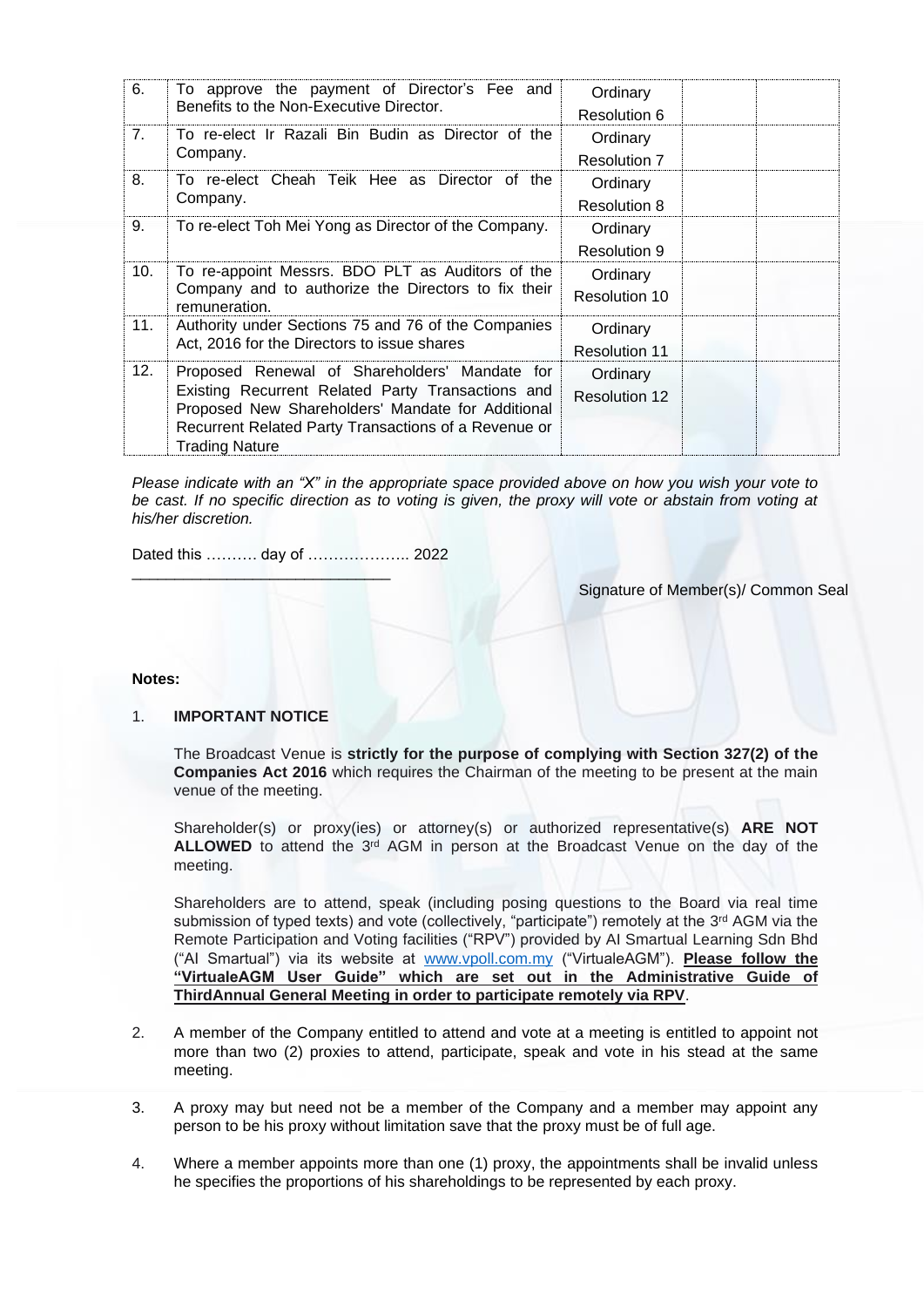| | | | | |
|---|---|---|---|---|
| 6. | To approve the payment of Director's Fee and Benefits to the Non-Executive Director. | Ordinary Resolution 6 | | |
| 7. | To re-elect Ir Razali Bin Budin as Director of the Company. | Ordinary Resolution 7 | | |
| 8. | To re-elect Cheah Teik Hee as Director of the Company. | Ordinary Resolution 8 | | |
| 9. | To re-elect Toh Mei Yong as Director of the Company. | Ordinary Resolution 9 | | |
| 10. | To re-appoint Messrs. BDO PLT as Auditors of the Company and to authorize the Directors to fix their remuneration. | Ordinary Resolution 10 | | |
| 11. | Authority under Sections 75 and 76 of the Companies Act, 2016 for the Directors to issue shares | Ordinary Resolution 11 | | |
| 12. | Proposed Renewal of Shareholders' Mandate for Existing Recurrent Related Party Transactions and Proposed New Shareholders' Mandate for Additional Recurrent Related Party Transactions of a Revenue or Trading Nature | Ordinary Resolution 12 | | |

*Please indicate with an "X" in the appropriate space provided above on how you wish your vote to be cast. If no specific direction as to voting is given, the proxy will vote or abstain from voting at his/her discretion.*

Dated this ………. day of ……………….. 2022

_______________________________

Signature of Member(s)/ Common Seal

**Notes:**

1. **IMPORTANT NOTICE**

   The Broadcast Venue is **strictly for the purpose of complying with Section 327(2) of the Companies Act 2016** which requires the Chairman of the meeting to be present at the main venue of the meeting.

   Shareholder(s) or proxy(ies) or attorney(s) or authorized representative(s) **ARE NOT ALLOWED** to attend the 3rd AGM in person at the Broadcast Venue on the day of the meeting.

   Shareholders are to attend, speak (including posing questions to the Board via real time submission of typed texts) and vote (collectively, "participate") remotely at the 3rd AGM via the Remote Participation and Voting facilities ("RPV") provided by AI Smartual Learning Sdn Bhd ("AI Smartual") via its website at www.vpoll.com.my ("VirtualeAGM"). **Please follow the "VirtualeAGM User Guide" which are set out in the Administrative Guide of ThirdAnnual General Meeting in order to participate remotely via RPV**.

2. A member of the Company entitled to attend and vote at a meeting is entitled to appoint not more than two (2) proxies to attend, participate, speak and vote in his stead at the same meeting.

3. A proxy may but need not be a member of the Company and a member may appoint any person to be his proxy without limitation save that the proxy must be of full age.

4. Where a member appoints more than one (1) proxy, the appointments shall be invalid unless he specifies the proportions of his shareholdings to be represented by each proxy.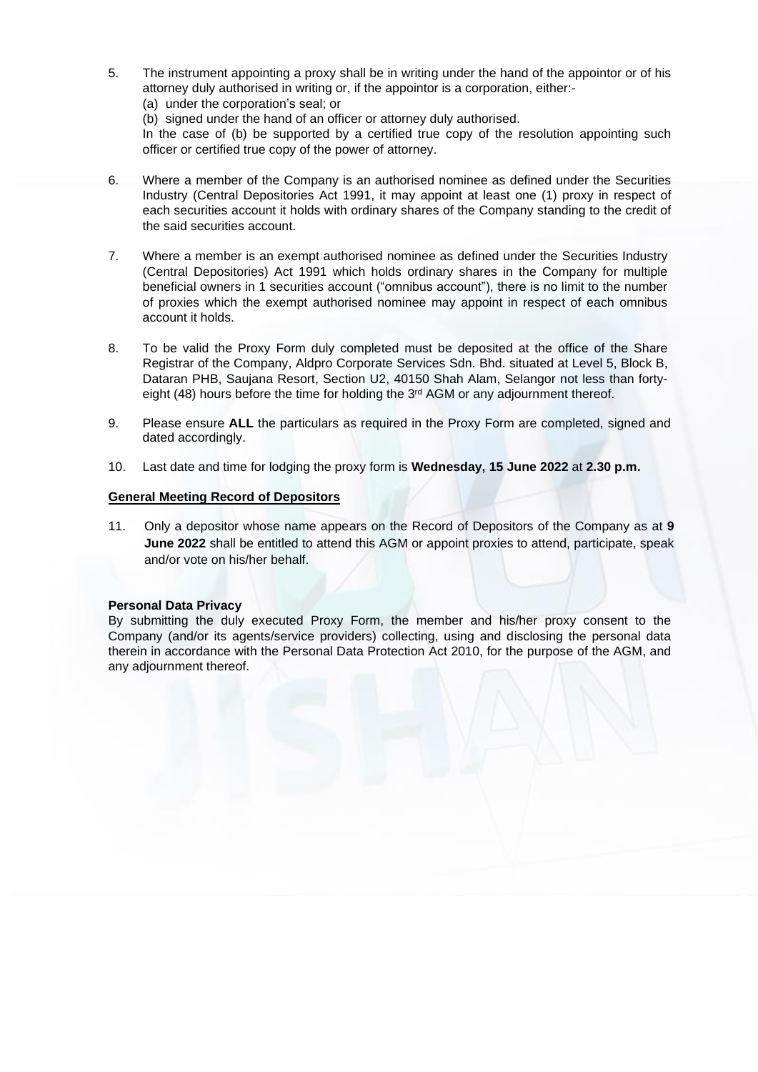5. The instrument appointing a proxy shall be in writing under the hand of the appointor or of his attorney duly authorised in writing or, if the appointor is a corporation, either:-
   (a) under the corporation's seal; or
   (b) signed under the hand of an officer or attorney duly authorised.
   In the case of (b) be supported by a certified true copy of the resolution appointing such officer or certified true copy of the power of attorney.

6. Where a member of the Company is an authorised nominee as defined under the Securities Industry (Central Depositories Act 1991, it may appoint at least one (1) proxy in respect of each securities account it holds with ordinary shares of the Company standing to the credit of the said securities account.

7. Where a member is an exempt authorised nominee as defined under the Securities Industry (Central Depositories) Act 1991 which holds ordinary shares in the Company for multiple beneficial owners in 1 securities account ("omnibus account"), there is no limit to the number of proxies which the exempt authorised nominee may appoint in respect of each omnibus account it holds.

8. To be valid the Proxy Form duly completed must be deposited at the office of the Share Registrar of the Company, Aldpro Corporate Services Sdn. Bhd. situated at Level 5, Block B, Dataran PHB, Saujana Resort, Section U2, 40150 Shah Alam, Selangor not less than forty-eight (48) hours before the time for holding the 3rd AGM or any adjournment thereof.

9. Please ensure **ALL** the particulars as required in the Proxy Form are completed, signed and dated accordingly.

10. Last date and time for lodging the proxy form is **Wednesday, 15 June 2022** at **2.30 p.m.**

**General Meeting Record of Depositors**

11. Only a depositor whose name appears on the Record of Depositors of the Company as at **9 June 2022** shall be entitled to attend this AGM or appoint proxies to attend, participate, speak and/or vote on his/her behalf.

**Personal Data Privacy**

By submitting the duly executed Proxy Form, the member and his/her proxy consent to the Company (and/or its agents/service providers) collecting, using and disclosing the personal data therein in accordance with the Personal Data Protection Act 2010, for the purpose of the AGM, and any adjournment thereof.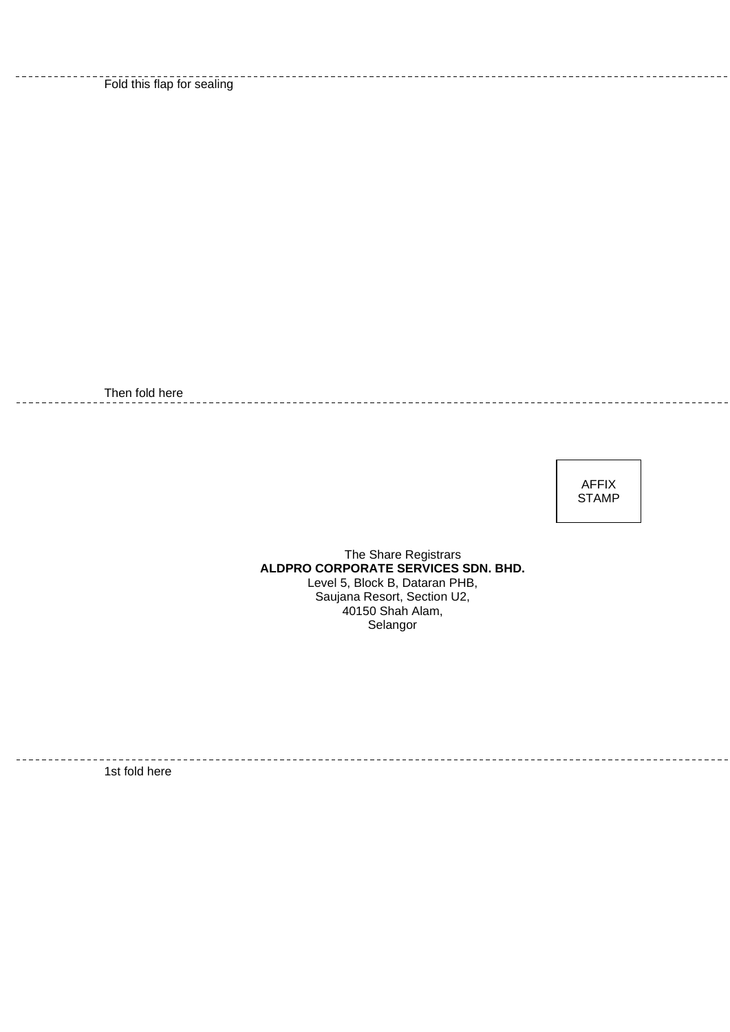Fold this flap for sealing

Then fold here

AFFIX
STAMP

The Share Registrars
**ALDPRO CORPORATE SERVICES SDN. BHD.**
Level 5, Block B, Dataran PHB,
Saujana Resort, Section U2,
40150 Shah Alam,
Selangor

1st fold here